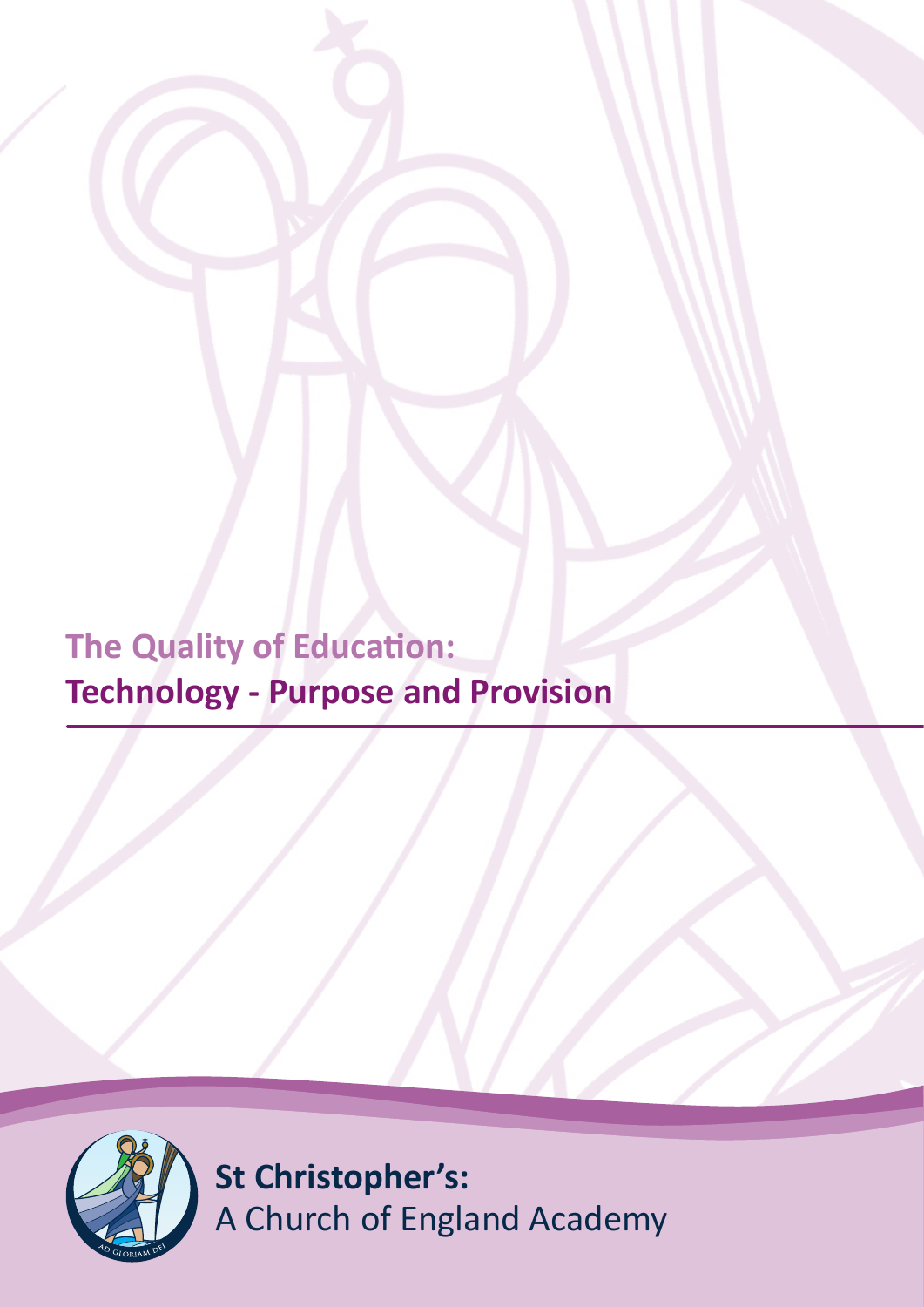# The Quality of Education:
## Technology - Purpose and Provision

**St Christopher's:**
A Church of England Academy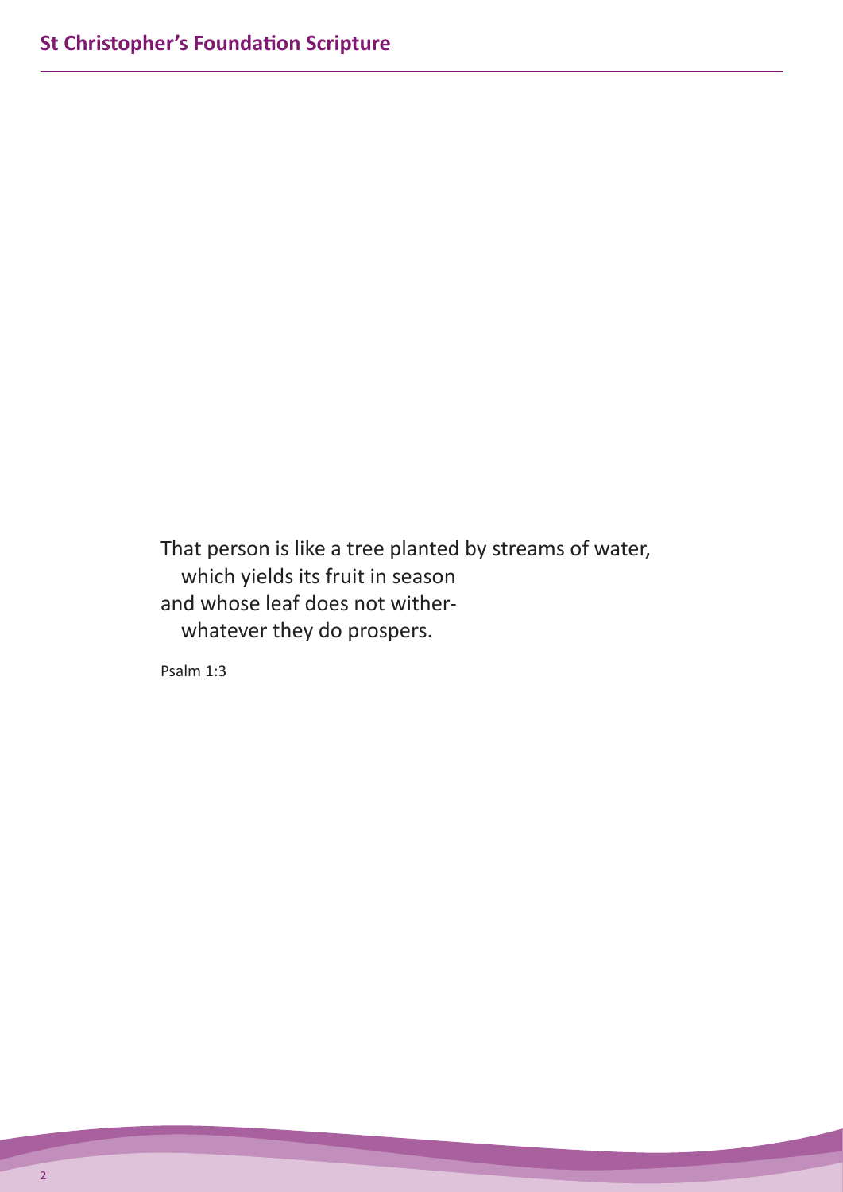## St Christopher's Foundation Scripture

That person is like a tree planted by streams of water,
   which yields its fruit in season
and whose leaf does not wither-
   whatever they do prospers.

Psalm 1:3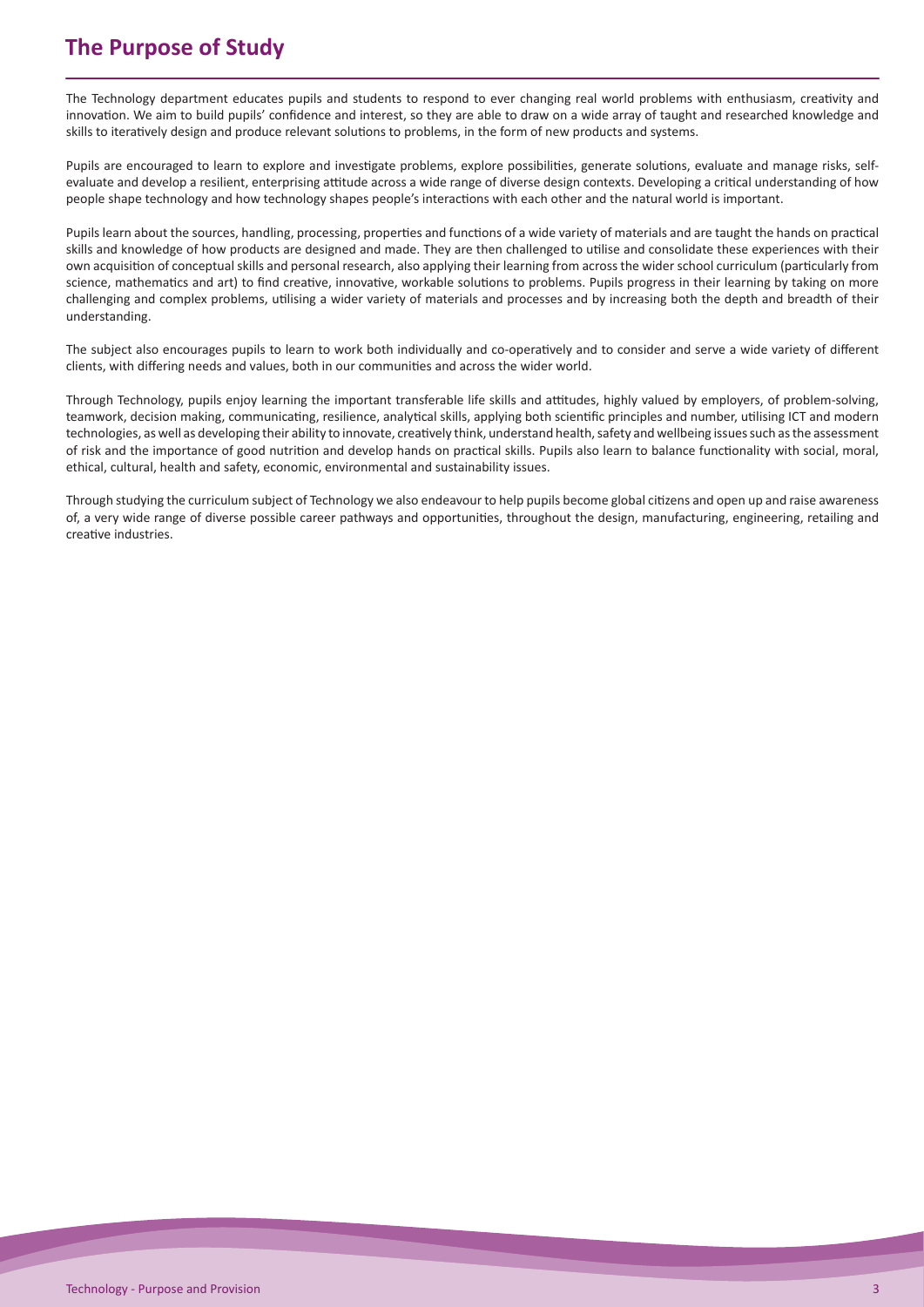# The Purpose of Study

The Technology department educates pupils and students to respond to ever changing real world problems with enthusiasm, creativity and innovation. We aim to build pupils' confidence and interest, so they are able to draw on a wide array of taught and researched knowledge and skills to iteratively design and produce relevant solutions to problems, in the form of new products and systems.

Pupils are encouraged to learn to explore and investigate problems, explore possibilities, generate solutions, evaluate and manage risks, self-evaluate and develop a resilient, enterprising attitude across a wide range of diverse design contexts. Developing a critical understanding of how people shape technology and how technology shapes people's interactions with each other and the natural world is important.

Pupils learn about the sources, handling, processing, properties and functions of a wide variety of materials and are taught the hands on practical skills and knowledge of how products are designed and made. They are then challenged to utilise and consolidate these experiences with their own acquisition of conceptual skills and personal research, also applying their learning from across the wider school curriculum (particularly from science, mathematics and art) to find creative, innovative, workable solutions to problems. Pupils progress in their learning by taking on more challenging and complex problems, utilising a wider variety of materials and processes and by increasing both the depth and breadth of their understanding.

The subject also encourages pupils to learn to work both individually and co-operatively and to consider and serve a wide variety of different clients, with differing needs and values, both in our communities and across the wider world.

Through Technology, pupils enjoy learning the important transferable life skills and attitudes, highly valued by employers, of problem-solving, teamwork, decision making, communicating, resilience, analytical skills, applying both scientific principles and number, utilising ICT and modern technologies, as well as developing their ability to innovate, creatively think, understand health, safety and wellbeing issues such as the assessment of risk and the importance of good nutrition and develop hands on practical skills. Pupils also learn to balance functionality with social, moral, ethical, cultural, health and safety, economic, environmental and sustainability issues.

Through studying the curriculum subject of Technology we also endeavour to help pupils become global citizens and open up and raise awareness of, a very wide range of diverse possible career pathways and opportunities, throughout the design, manufacturing, engineering, retailing and creative industries.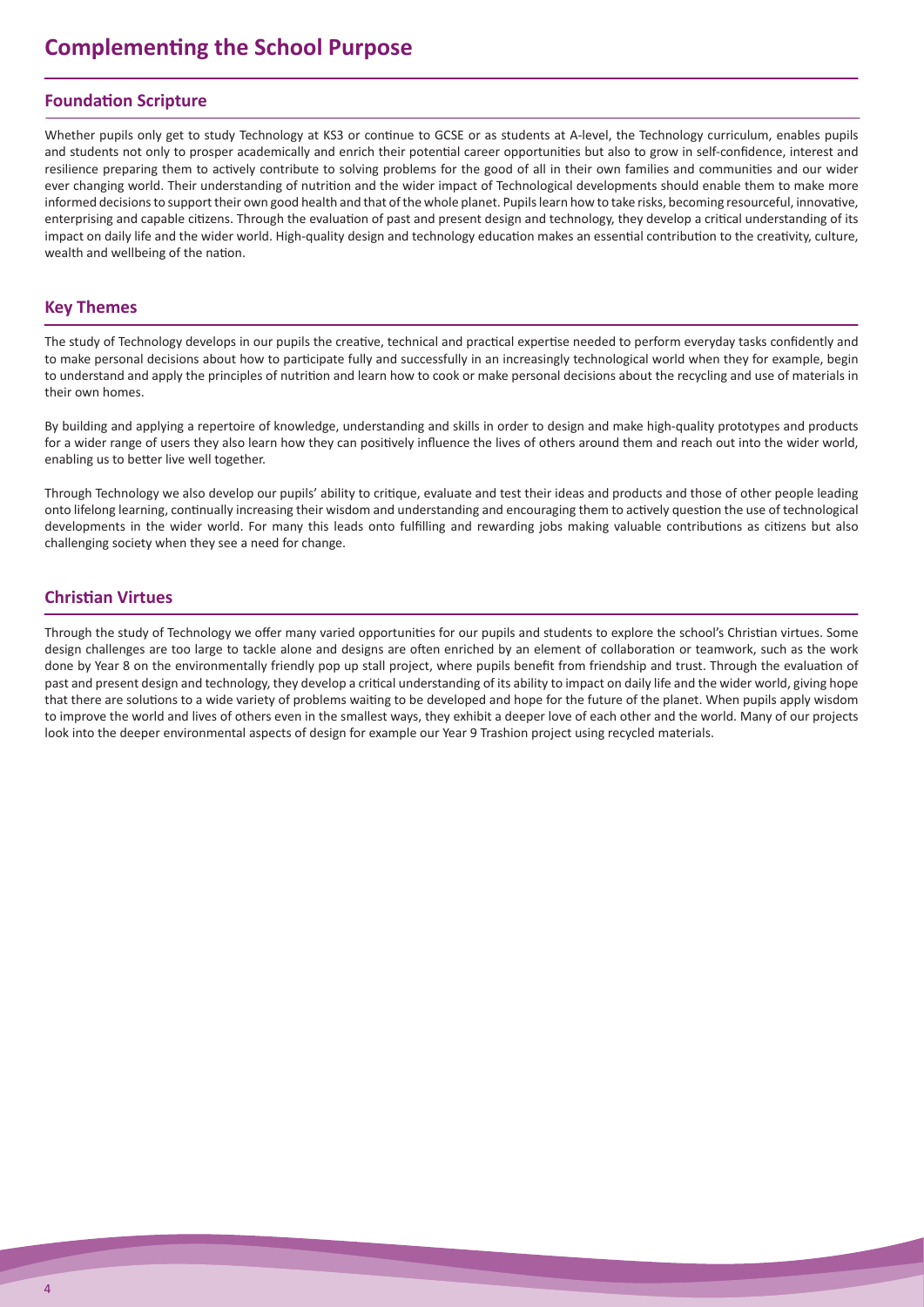# Complementing the School Purpose

## Foundation Scripture

Whether pupils only get to study Technology at KS3 or continue to GCSE or as students at A-level, the Technology curriculum, enables pupils and students not only to prosper academically and enrich their potential career opportunities but also to grow in self-confidence, interest and resilience preparing them to actively contribute to solving problems for the good of all in their own families and communities and our wider ever changing world. Their understanding of nutrition and the wider impact of Technological developments should enable them to make more informed decisions to support their own good health and that of the whole planet. Pupils learn how to take risks, becoming resourceful, innovative, enterprising and capable citizens. Through the evaluation of past and present design and technology, they develop a critical understanding of its impact on daily life and the wider world. High-quality design and technology education makes an essential contribution to the creativity, culture, wealth and wellbeing of the nation.

## Key Themes

The study of Technology develops in our pupils the creative, technical and practical expertise needed to perform everyday tasks confidently and to make personal decisions about how to participate fully and successfully in an increasingly technological world when they for example, begin to understand and apply the principles of nutrition and learn how to cook or make personal decisions about the recycling and use of materials in their own homes.

By building and applying a repertoire of knowledge, understanding and skills in order to design and make high-quality prototypes and products for a wider range of users they also learn how they can positively influence the lives of others around them and reach out into the wider world, enabling us to better live well together.

Through Technology we also develop our pupils' ability to critique, evaluate and test their ideas and products and those of other people leading onto lifelong learning, continually increasing their wisdom and understanding and encouraging them to actively question the use of technological developments in the wider world. For many this leads onto fulfilling and rewarding jobs making valuable contributions as citizens but also challenging society when they see a need for change.

## Christian Virtues

Through the study of Technology we offer many varied opportunities for our pupils and students to explore the school's Christian virtues. Some design challenges are too large to tackle alone and designs are often enriched by an element of collaboration or teamwork, such as the work done by Year 8 on the environmentally friendly pop up stall project, where pupils benefit from friendship and trust. Through the evaluation of past and present design and technology, they develop a critical understanding of its ability to impact on daily life and the wider world, giving hope that there are solutions to a wide variety of problems waiting to be developed and hope for the future of the planet. When pupils apply wisdom to improve the world and lives of others even in the smallest ways, they exhibit a deeper love of each other and the world. Many of our projects look into the deeper environmental aspects of design for example our Year 9 Trashion project using recycled materials.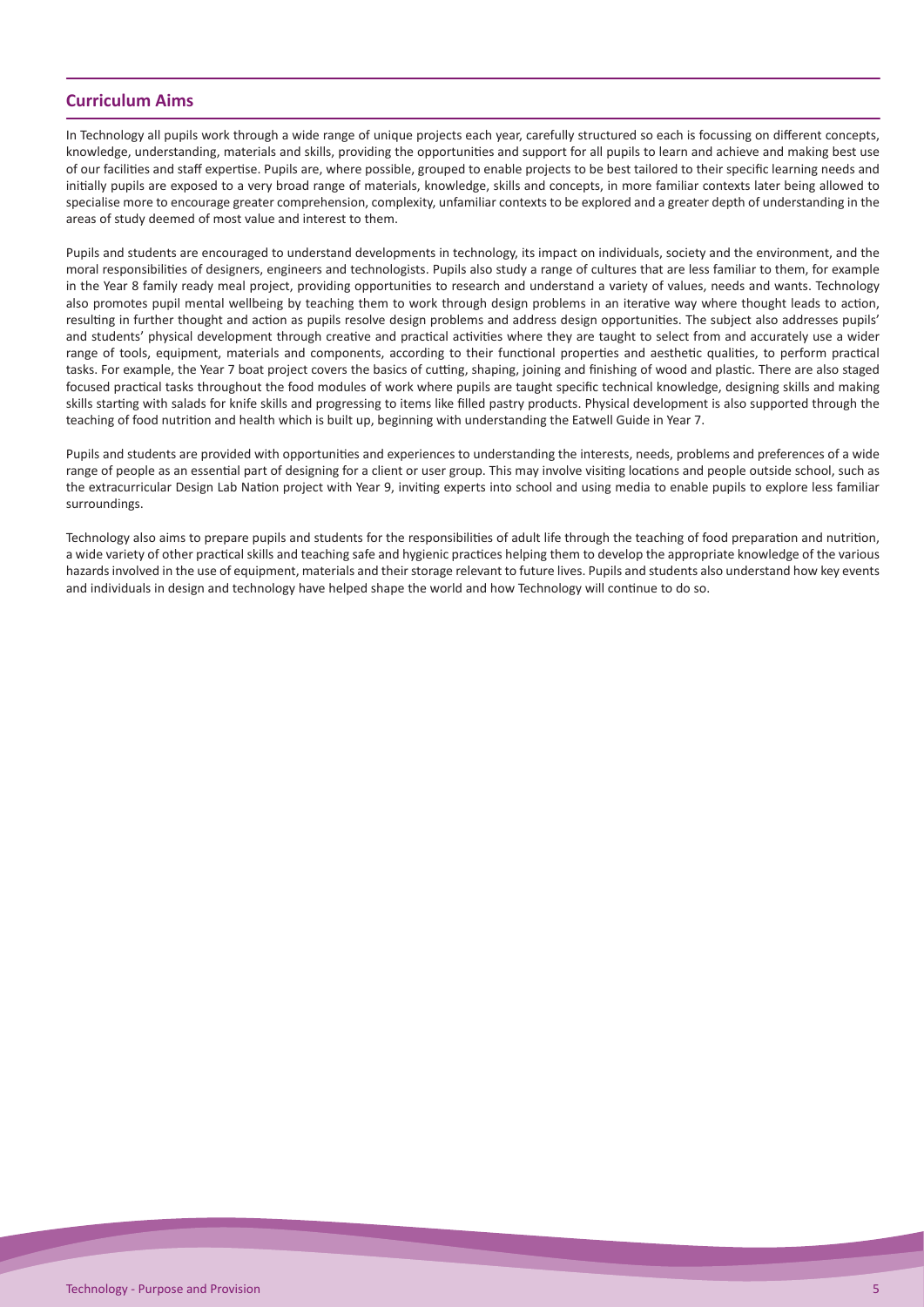## Curriculum Aims

In Technology all pupils work through a wide range of unique projects each year, carefully structured so each is focussing on different concepts, knowledge, understanding, materials and skills, providing the opportunities and support for all pupils to learn and achieve and making best use of our facilities and staff expertise. Pupils are, where possible, grouped to enable projects to be best tailored to their specific learning needs and initially pupils are exposed to a very broad range of materials, knowledge, skills and concepts, in more familiar contexts later being allowed to specialise more to encourage greater comprehension, complexity, unfamiliar contexts to be explored and a greater depth of understanding in the areas of study deemed of most value and interest to them.

Pupils and students are encouraged to understand developments in technology, its impact on individuals, society and the environment, and the moral responsibilities of designers, engineers and technologists. Pupils also study a range of cultures that are less familiar to them, for example in the Year 8 family ready meal project, providing opportunities to research and understand a variety of values, needs and wants. Technology also promotes pupil mental wellbeing by teaching them to work through design problems in an iterative way where thought leads to action, resulting in further thought and action as pupils resolve design problems and address design opportunities. The subject also addresses pupils' and students' physical development through creative and practical activities where they are taught to select from and accurately use a wider range of tools, equipment, materials and components, according to their functional properties and aesthetic qualities, to perform practical tasks. For example, the Year 7 boat project covers the basics of cutting, shaping, joining and finishing of wood and plastic. There are also staged focused practical tasks throughout the food modules of work where pupils are taught specific technical knowledge, designing skills and making skills starting with salads for knife skills and progressing to items like filled pastry products. Physical development is also supported through the teaching of food nutrition and health which is built up, beginning with understanding the Eatwell Guide in Year 7.

Pupils and students are provided with opportunities and experiences to understanding the interests, needs, problems and preferences of a wide range of people as an essential part of designing for a client or user group. This may involve visiting locations and people outside school, such as the extracurricular Design Lab Nation project with Year 9, inviting experts into school and using media to enable pupils to explore less familiar surroundings.

Technology also aims to prepare pupils and students for the responsibilities of adult life through the teaching of food preparation and nutrition, a wide variety of other practical skills and teaching safe and hygienic practices helping them to develop the appropriate knowledge of the various hazards involved in the use of equipment, materials and their storage relevant to future lives. Pupils and students also understand how key events and individuals in design and technology have helped shape the world and how Technology will continue to do so.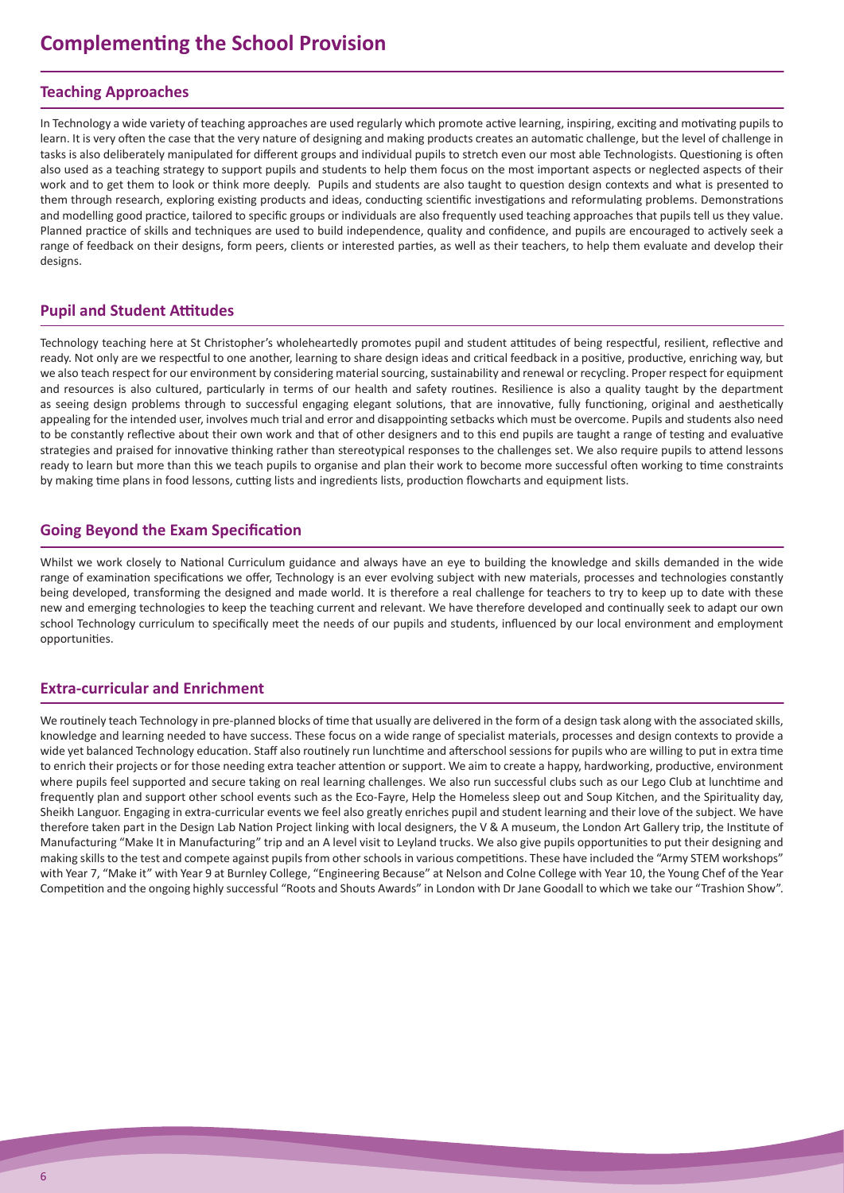# Complementing the School Provision

## Teaching Approaches

In Technology a wide variety of teaching approaches are used regularly which promote active learning, inspiring, exciting and motivating pupils to learn. It is very often the case that the very nature of designing and making products creates an automatic challenge, but the level of challenge in tasks is also deliberately manipulated for different groups and individual pupils to stretch even our most able Technologists. Questioning is often also used as a teaching strategy to support pupils and students to help them focus on the most important aspects or neglected aspects of their work and to get them to look or think more deeply. Pupils and students are also taught to question design contexts and what is presented to them through research, exploring existing products and ideas, conducting scientific investigations and reformulating problems. Demonstrations and modelling good practice, tailored to specific groups or individuals are also frequently used teaching approaches that pupils tell us they value. Planned practice of skills and techniques are used to build independence, quality and confidence, and pupils are encouraged to actively seek a range of feedback on their designs, form peers, clients or interested parties, as well as their teachers, to help them evaluate and develop their designs.

## Pupil and Student Attitudes

Technology teaching here at St Christopher's wholeheartedly promotes pupil and student attitudes of being respectful, resilient, reflective and ready. Not only are we respectful to one another, learning to share design ideas and critical feedback in a positive, productive, enriching way, but we also teach respect for our environment by considering material sourcing, sustainability and renewal or recycling. Proper respect for equipment and resources is also cultured, particularly in terms of our health and safety routines. Resilience is also a quality taught by the department as seeing design problems through to successful engaging elegant solutions, that are innovative, fully functioning, original and aesthetically appealing for the intended user, involves much trial and error and disappointing setbacks which must be overcome. Pupils and students also need to be constantly reflective about their own work and that of other designers and to this end pupils are taught a range of testing and evaluative strategies and praised for innovative thinking rather than stereotypical responses to the challenges set. We also require pupils to attend lessons ready to learn but more than this we teach pupils to organise and plan their work to become more successful often working to time constraints by making time plans in food lessons, cutting lists and ingredients lists, production flowcharts and equipment lists.

## Going Beyond the Exam Specification

Whilst we work closely to National Curriculum guidance and always have an eye to building the knowledge and skills demanded in the wide range of examination specifications we offer, Technology is an ever evolving subject with new materials, processes and technologies constantly being developed, transforming the designed and made world. It is therefore a real challenge for teachers to try to keep up to date with these new and emerging technologies to keep the teaching current and relevant. We have therefore developed and continually seek to adapt our own school Technology curriculum to specifically meet the needs of our pupils and students, influenced by our local environment and employment opportunities.

## Extra-curricular and Enrichment

We routinely teach Technology in pre-planned blocks of time that usually are delivered in the form of a design task along with the associated skills, knowledge and learning needed to have success. These focus on a wide range of specialist materials, processes and design contexts to provide a wide yet balanced Technology education. Staff also routinely run lunchtime and afterschool sessions for pupils who are willing to put in extra time to enrich their projects or for those needing extra teacher attention or support. We aim to create a happy, hardworking, productive, environment where pupils feel supported and secure taking on real learning challenges. We also run successful clubs such as our Lego Club at lunchtime and frequently plan and support other school events such as the Eco-Fayre, Help the Homeless sleep out and Soup Kitchen, and the Spirituality day, Sheikh Languor. Engaging in extra-curricular events we feel also greatly enriches pupil and student learning and their love of the subject. We have therefore taken part in the Design Lab Nation Project linking with local designers, the V & A museum, the London Art Gallery trip, the Institute of Manufacturing "Make It in Manufacturing" trip and an A level visit to Leyland trucks. We also give pupils opportunities to put their designing and making skills to the test and compete against pupils from other schools in various competitions. These have included the "Army STEM workshops" with Year 7, "Make it" with Year 9 at Burnley College, "Engineering Because" at Nelson and Colne College with Year 10, the Young Chef of the Year Competition and the ongoing highly successful "Roots and Shouts Awards" in London with Dr Jane Goodall to which we take our "Trashion Show".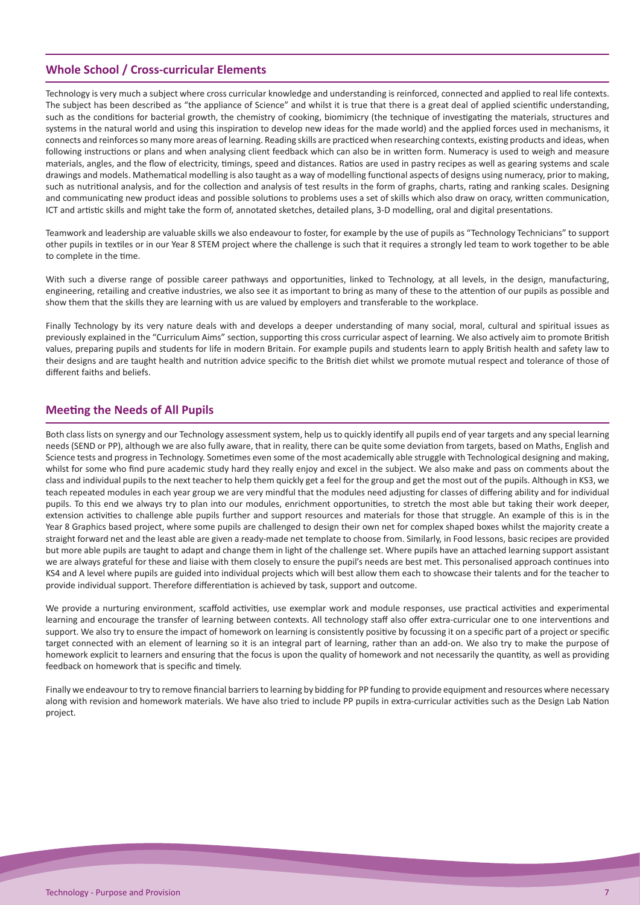## Whole School / Cross-curricular Elements

Technology is very much a subject where cross curricular knowledge and understanding is reinforced, connected and applied to real life contexts. The subject has been described as "the appliance of Science" and whilst it is true that there is a great deal of applied scientific understanding, such as the conditions for bacterial growth, the chemistry of cooking, biomimicry (the technique of investigating the materials, structures and systems in the natural world and using this inspiration to develop new ideas for the made world) and the applied forces used in mechanisms, it connects and reinforces so many more areas of learning. Reading skills are practiced when researching contexts, existing products and ideas, when following instructions or plans and when analysing client feedback which can also be in written form. Numeracy is used to weigh and measure materials, angles, and the flow of electricity, timings, speed and distances. Ratios are used in pastry recipes as well as gearing systems and scale drawings and models. Mathematical modelling is also taught as a way of modelling functional aspects of designs using numeracy, prior to making, such as nutritional analysis, and for the collection and analysis of test results in the form of graphs, charts, rating and ranking scales. Designing and communicating new product ideas and possible solutions to problems uses a set of skills which also draw on oracy, written communication, ICT and artistic skills and might take the form of, annotated sketches, detailed plans, 3-D modelling, oral and digital presentations.

Teamwork and leadership are valuable skills we also endeavour to foster, for example by the use of pupils as "Technology Technicians" to support other pupils in textiles or in our Year 8 STEM project where the challenge is such that it requires a strongly led team to work together to be able to complete in the time.

With such a diverse range of possible career pathways and opportunities, linked to Technology, at all levels, in the design, manufacturing, engineering, retailing and creative industries, we also see it as important to bring as many of these to the attention of our pupils as possible and show them that the skills they are learning with us are valued by employers and transferable to the workplace.

Finally Technology by its very nature deals with and develops a deeper understanding of many social, moral, cultural and spiritual issues as previously explained in the "Curriculum Aims" section, supporting this cross curricular aspect of learning. We also actively aim to promote British values, preparing pupils and students for life in modern Britain. For example pupils and students learn to apply British health and safety law to their designs and are taught health and nutrition advice specific to the British diet whilst we promote mutual respect and tolerance of those of different faiths and beliefs.

## Meeting the Needs of All Pupils

Both class lists on synergy and our Technology assessment system, help us to quickly identify all pupils end of year targets and any special learning needs (SEND or PP), although we are also fully aware, that in reality, there can be quite some deviation from targets, based on Maths, English and Science tests and progress in Technology. Sometimes even some of the most academically able struggle with Technological designing and making, whilst for some who find pure academic study hard they really enjoy and excel in the subject. We also make and pass on comments about the class and individual pupils to the next teacher to help them quickly get a feel for the group and get the most out of the pupils. Although in KS3, we teach repeated modules in each year group we are very mindful that the modules need adjusting for classes of differing ability and for individual pupils. To this end we always try to plan into our modules, enrichment opportunities, to stretch the most able but taking their work deeper, extension activities to challenge able pupils further and support resources and materials for those that struggle. An example of this is in the Year 8 Graphics based project, where some pupils are challenged to design their own net for complex shaped boxes whilst the majority create a straight forward net and the least able are given a ready-made net template to choose from. Similarly, in Food lessons, basic recipes are provided but more able pupils are taught to adapt and change them in light of the challenge set. Where pupils have an attached learning support assistant we are always grateful for these and liaise with them closely to ensure the pupil's needs are best met. This personalised approach continues into KS4 and A level where pupils are guided into individual projects which will best allow them each to showcase their talents and for the teacher to provide individual support. Therefore differentiation is achieved by task, support and outcome.

We provide a nurturing environment, scaffold activities, use exemplar work and module responses, use practical activities and experimental learning and encourage the transfer of learning between contexts. All technology staff also offer extra-curricular one to one interventions and support. We also try to ensure the impact of homework on learning is consistently positive by focussing it on a specific part of a project or specific target connected with an element of learning so it is an integral part of learning, rather than an add-on. We also try to make the purpose of homework explicit to learners and ensuring that the focus is upon the quality of homework and not necessarily the quantity, as well as providing feedback on homework that is specific and timely.

Finally we endeavour to try to remove financial barriers to learning by bidding for PP funding to provide equipment and resources where necessary along with revision and homework materials. We have also tried to include PP pupils in extra-curricular activities such as the Design Lab Nation project.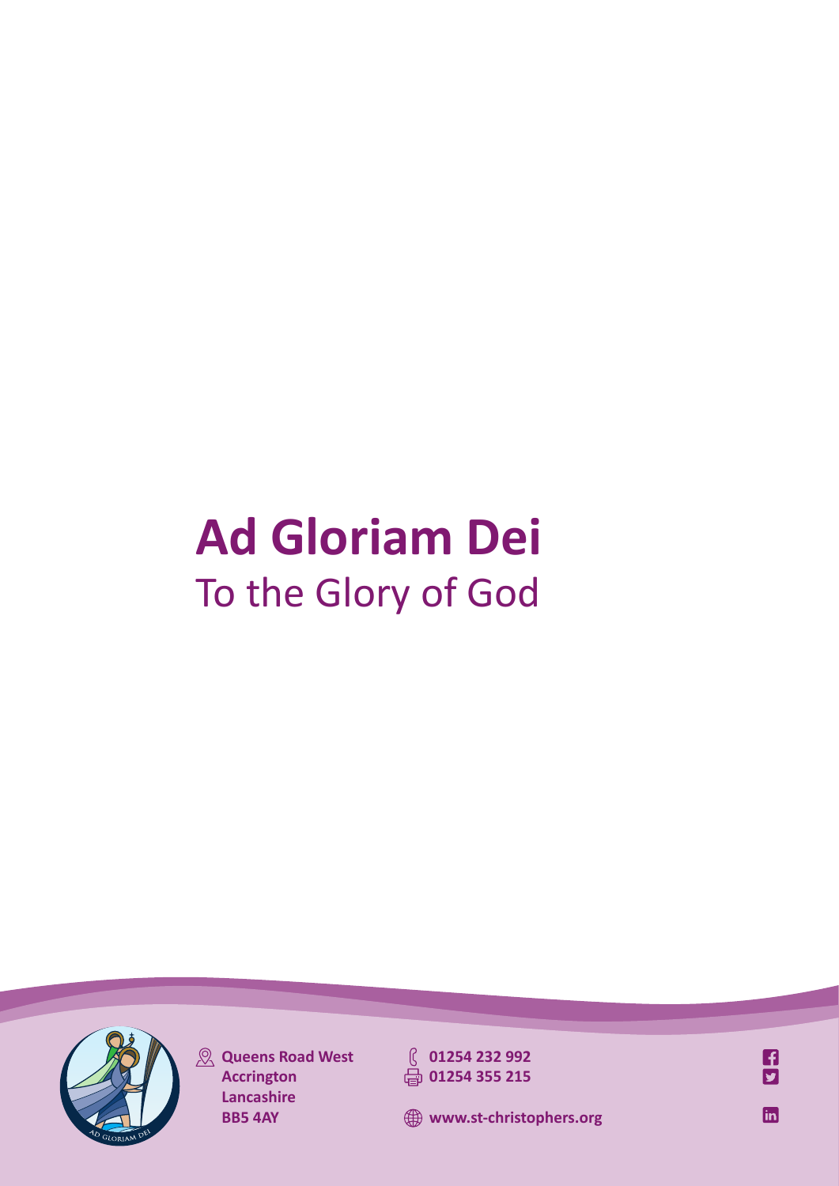# Ad Gloriam Dei

To the Glory of God

Queens Road West
Accrington
Lancashire
BB5 4AY

01254 232 992
01254 355 215

www.st-christophers.org